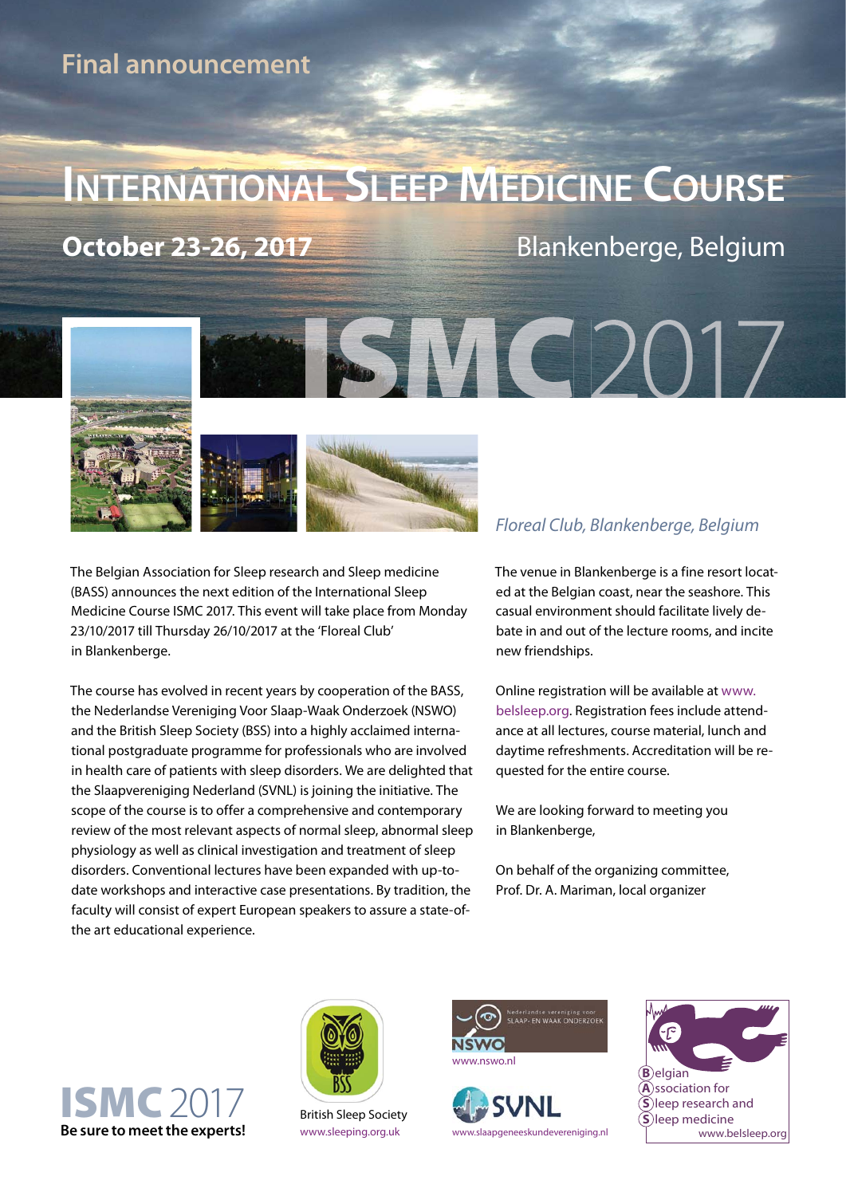Final announcement

# International Sleep Medicine Course

**October 23-26, 2017** Blankenberge, Belgium

ISMC 2017

*Floreal Club, Blankenberge, Belgium*

The Belgian Association for Sleep research and Sleep medicine (BASS) announces the next edition of the International Sleep Medicine Course ISMC 2017. This event will take place from Monday 23/10/2017 till Thursday 26/10/2017 at the 'Floreal Club' in Blankenberge.

The course has evolved in recent years by cooperation of the BASS, the Nederlandse Vereniging Voor Slaap-Waak Onderzoek (NSWO) and the British Sleep Society (BSS) into a highly acclaimed international postgraduate programme for professionals who are involved in health care of patients with sleep disorders. We are delighted that the Slaapvereniging Nederland (SVNL) is joining the initiative. The scope of the course is to offer a comprehensive and contemporary review of the most relevant aspects of normal sleep, abnormal sleep physiology as well as clinical investigation and treatment of sleep disorders. Conventional lectures have been expanded with up-to-date workshops and interactive case presentations. By tradition, the faculty will consist of expert European speakers to assure a state-of-the art educational experience.

The venue in Blankenberge is a fine resort located at the Belgian coast, near the seashore. This casual environment should facilitate lively debate in and out of the lecture rooms, and incite new friendships.

Online registration will be available at www.belsleep.org. Registration fees include attendance at all lectures, course material, lunch and daytime refreshments. Accreditation will be requested for the entire course.

We are looking forward to meeting you in Blankenberge,

On behalf of the organizing committee,
Prof. Dr. A. Mariman, local organizer

ISMC 2017
**Be sure to meet the experts!**

British Sleep Society
www.sleeping.org.uk

Nederlandse vereniging voor SLAAP- EN WAAK ONDERZOEK
NSWO
www.nswo.nl

SVNL
www.slaapgeneeskundevereniging.nl

Belgian Association for Sleep research and Sleep medicine
www.belsleep.org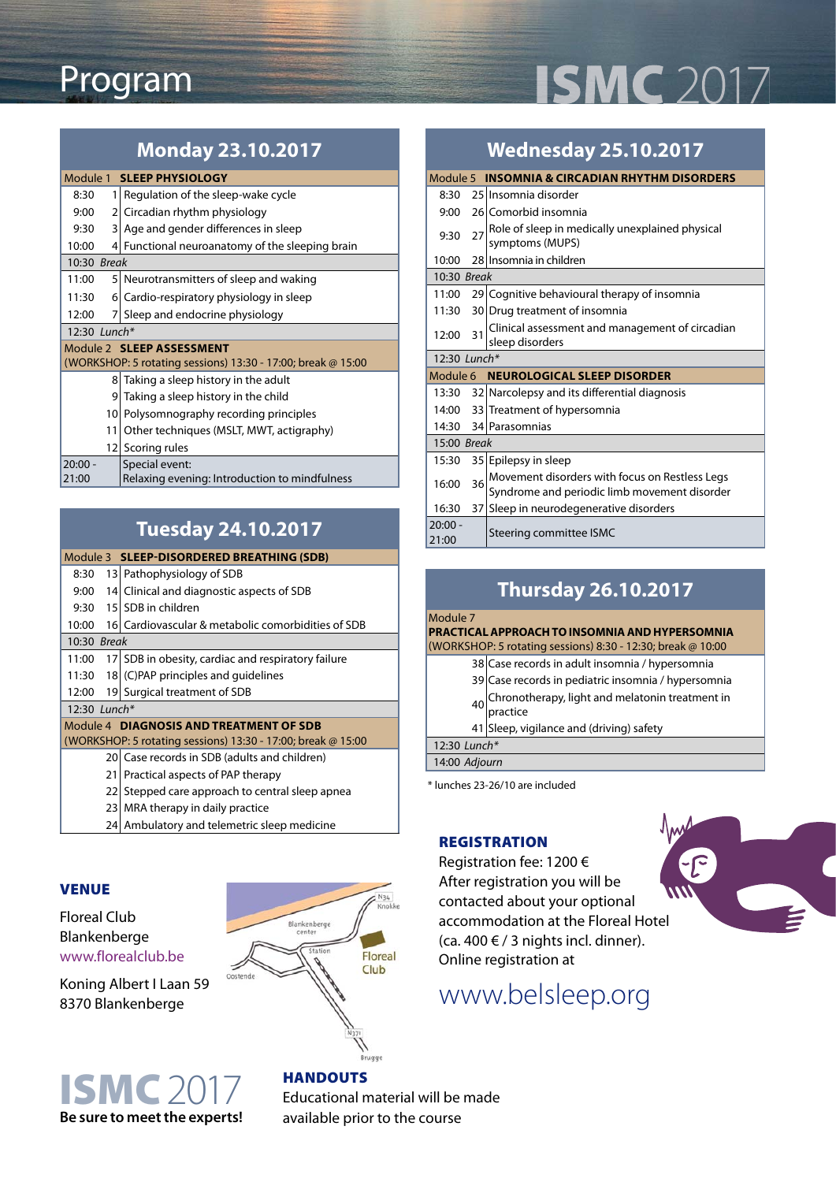# Program

# ISMC 2017

## Monday 23.10.2017

| Time | # | Topic |
|---|---|---|
| **Module 1** | | **SLEEP PHYSIOLOGY** |
| 8:30 | 1 | Regulation of the sleep-wake cycle |
| 9:00 | 2 | Circadian rhythm physiology |
| 9:30 | 3 | Age and gender differences in sleep |
| 10:00 | 4 | Functional neuroanatomy of the sleeping brain |
| 10:30 *Break* | | |
| 11:00 | 5 | Neurotransmitters of sleep and waking |
| 11:30 | 6 | Cardio-respiratory physiology in sleep |
| 12:00 | 7 | Sleep and endocrine physiology |
| 12:30 *Lunch** | | |
| **Module 2** | | **SLEEP ASSESSMENT** (WORKSHOP: 5 rotating sessions) 13:30 - 17:00; break @ 15:00 |
| | 8 | Taking a sleep history in the adult |
| | 9 | Taking a sleep history in the child |
| | 10 | Polysomnography recording principles |
| | 11 | Other techniques (MSLT, MWT, actigraphy) |
| | 12 | Scoring rules |
| 20:00 - 21:00 | | Special event: Relaxing evening: Introduction to mindfulness |

## Tuesday 24.10.2017

| Time | # | Topic |
|---|---|---|
| **Module 3** | | **SLEEP-DISORDERED BREATHING (SDB)** |
| 8:30 | 13 | Pathophysiology of SDB |
| 9:00 | 14 | Clinical and diagnostic aspects of SDB |
| 9:30 | 15 | SDB in children |
| 10:00 | 16 | Cardiovascular & metabolic comorbidities of SDB |
| 10:30 *Break* | | |
| 11:00 | 17 | SDB in obesity, cardiac and respiratory failure |
| 11:30 | 18 | (C)PAP principles and guidelines |
| 12:00 | 19 | Surgical treatment of SDB |
| 12:30 *Lunch** | | |
| **Module 4** | | **DIAGNOSIS AND TREATMENT OF SDB** (WORKSHOP: 5 rotating sessions) 13:30 - 17:00; break @ 15:00 |
| | 20 | Case records in SDB (adults and children) |
| | 21 | Practical aspects of PAP therapy |
| | 22 | Stepped care approach to central sleep apnea |
| | 23 | MRA therapy in daily practice |
| | 24 | Ambulatory and telemetric sleep medicine |

## Wednesday 25.10.2017

| Time | # | Topic |
|---|---|---|
| **Module 5** | | **INSOMNIA & CIRCADIAN RHYTHM DISORDERS** |
| 8:30 | 25 | Insomnia disorder |
| 9:00 | 26 | Comorbid insomnia |
| 9:30 | 27 | Role of sleep in medically unexplained physical symptoms (MUPS) |
| 10:00 | 28 | Insomnia in children |
| 10:30 *Break* | | |
| 11:00 | 29 | Cognitive behavioural therapy of insomnia |
| 11:30 | 30 | Drug treatment of insomnia |
| 12:00 | 31 | Clinical assessment and management of circadian sleep disorders |
| 12:30 *Lunch** | | |
| **Module 6** | | **NEUROLOGICAL SLEEP DISORDER** |
| 13:30 | 32 | Narcolepsy and its differential diagnosis |
| 14:00 | 33 | Treatment of hypersomnia |
| 14:30 | 34 | Parasomnias |
| 15:00 *Break* | | |
| 15:30 | 35 | Epilepsy in sleep |
| 16:00 | 36 | Movement disorders with focus on Restless Legs Syndrome and periodic limb movement disorder |
| 16:30 | 37 | Sleep in neurodegenerative disorders |
| 20:00 - 21:00 | | Steering committee ISMC |

## Thursday 26.10.2017

| Time | # | Topic |
|---|---|---|
| **Module 7** | | **PRACTICAL APPROACH TO INSOMNIA AND HYPERSOMNIA** (WORKSHOP: 5 rotating sessions) 8:30 - 12:30; break @ 10:00 |
| | 38 | Case records in adult insomnia / hypersomnia |
| | 39 | Case records in pediatric insomnia / hypersomnia |
| | 40 | Chronotherapy, light and melatonin treatment in practice |
| | 41 | Sleep, vigilance and (driving) safety |
| 12:30 *Lunch** | | |
| 14:00 *Adjourn* | | |

* lunches 23-26/10 are included

### VENUE

Floreal Club  
Blankenberge  
www.florealclub.be

Koning Albert I Laan 59  
8370 Blankenberge

N34 Knokke · Blankenberge center · Station · Floreal Club · Oostende · N371 · Brugge

### REGISTRATION

Registration fee: 1200 €  
After registration you will be contacted about your optional accommodation at the Floreal Hotel (ca. 400 € / 3 nights incl. dinner).  
Online registration at

www.belsleep.org

**ISMC 2017**  
**Be sure to meet the experts!**

### HANDOUTS

Educational material will be made available prior to the course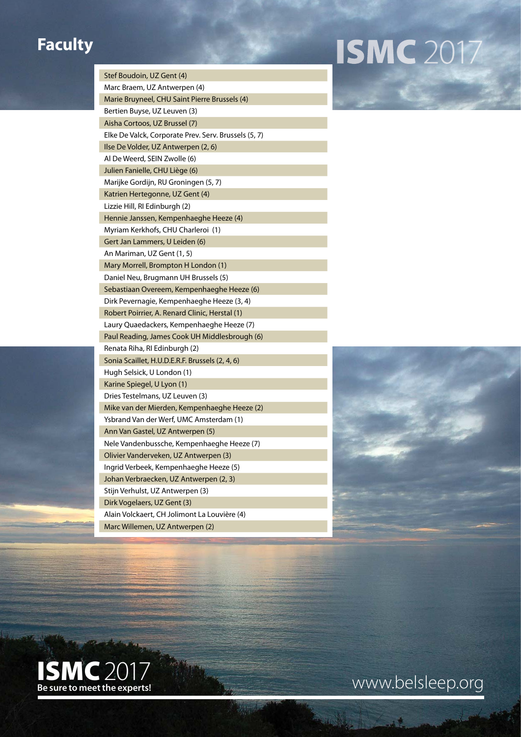# Faculty

ISMC 2017

Stef Boudoin, UZ Gent (4)
Marc Braem, UZ Antwerpen (4)
Marie Bruyneel, CHU Saint Pierre Brussels (4)
Bertien Buyse, UZ Leuven (3)
Aisha Cortoos, UZ Brussel (7)
Elke De Valck, Corporate Prev. Serv. Brussels (5, 7)
Ilse De Volder, UZ Antwerpen (2, 6)
Al De Weerd, SEIN Zwolle (6)
Julien Fanielle, CHU Liège (6)
Marijke Gordijn, RU Groningen (5, 7)
Katrien Hertegonne, UZ Gent (4)
Lizzie Hill, RI Edinburgh (2)
Hennie Janssen, Kempenhaeghe Heeze (4)
Myriam Kerkhofs, CHU Charleroi (1)
Gert Jan Lammers, U Leiden (6)
An Mariman, UZ Gent (1, 5)
Mary Morrell, Brompton H London (1)
Daniel Neu, Brugmann UH Brussels (5)
Sebastiaan Overeem, Kempenhaeghe Heeze (6)
Dirk Pevernagie, Kempenhaeghe Heeze (3, 4)
Robert Poirrier, A. Renard Clinic, Herstal (1)
Laury Quaedackers, Kempenhaeghe Heeze (7)
Paul Reading, James Cook UH Middlesbrough (6)
Renata Riha, RI Edinburgh (2)
Sonia Scaillet, H.U.D.E.R.F. Brussels (2, 4, 6)
Hugh Selsick, U London (1)
Karine Spiegel, U Lyon (1)
Dries Testelmans, UZ Leuven (3)
Mike van der Mierden, Kempenhaeghe Heeze (2)
Ysbrand Van der Werf, UMC Amsterdam (1)
Ann Van Gastel, UZ Antwerpen (5)
Nele Vandenbussche, Kempenhaeghe Heeze (7)
Olivier Vanderveken, UZ Antwerpen (3)
Ingrid Verbeek, Kempenhaeghe Heeze (5)
Johan Verbraecken, UZ Antwerpen (2, 3)
Stijn Verhulst, UZ Antwerpen (3)
Dirk Vogelaers, UZ Gent (3)
Alain Volckaert, CH Jolimont La Louvière (4)
Marc Willemen, UZ Antwerpen (2)

**ISMC 2017**
**Be sure to meet the experts!**

www.belsleep.org